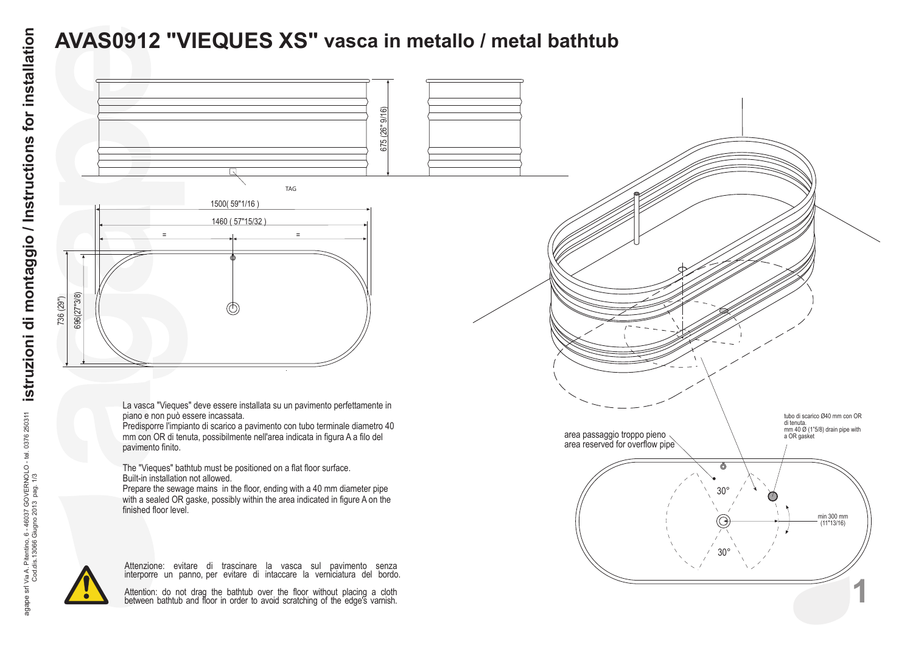# AVAS0912 "VIEQUES XS" vasca in metallo / metal bathtub

675 (26" 9/16)

TAG

1500( 59"1/16 )

1460 ( 57"15/32 )

= =

736 (29")

696(27"3/8)

La vasca "Vieques" deve essere installata su un pavimento perfettamente in piano e non può essere incassata.
Predisporre l'impianto di scarico a pavimento con tubo terminale diametro 40 mm con OR di tenuta, possibilmente nell'area indicata in figura A a filo del pavimento finito.

The "Vieques" bathtub must be positioned on a flat floor surface.
Built-in installation not allowed.
Prepare the sewage mains in the floor, ending with a 40 mm diameter pipe with a sealed OR gaske, possibly within the area indicated in figure A on the finished floor level.

area passaggio troppo pieno
area reserved for overflow pipe

tubo di scarico Ø40 mm con OR di tenuta.
mm 40 Ø (1"5/8) drain pipe with a OR gasket

30°

min 300 mm (11"13/16)

30°

Attenzione: evitare di trascinare la vasca sul pavimento senza interporre un panno, per evitare di intaccare la verniciatura del bordo.

Attention: do not drag the bathtub over the floor without placing a cloth between bathtub and floor in order to avoid scratching of the edge's varnish.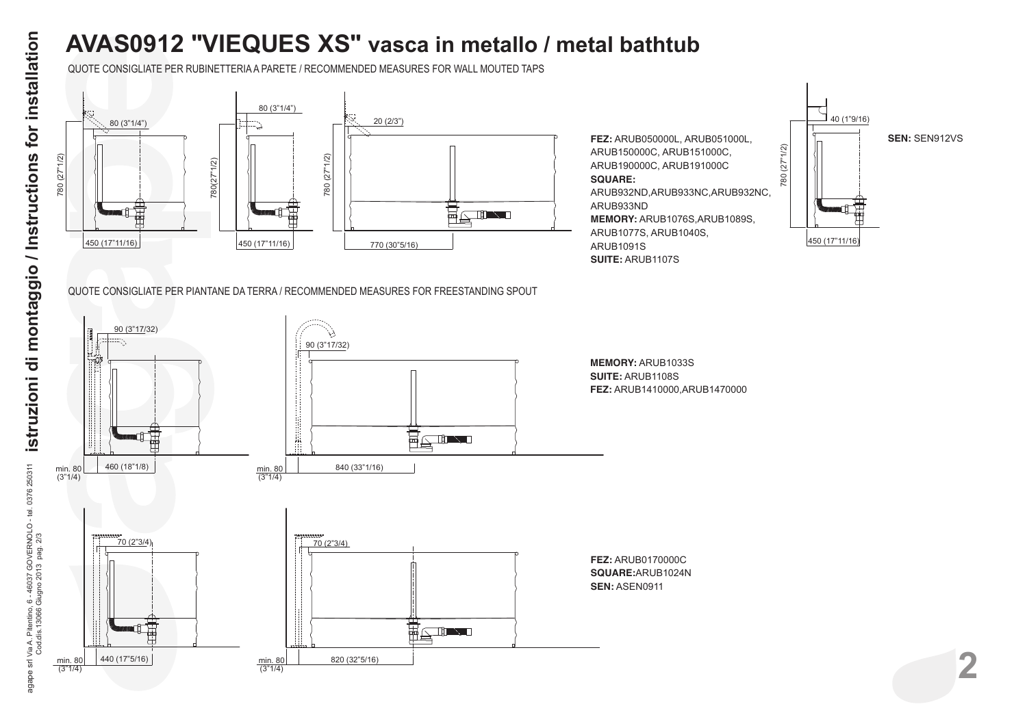# AVAS0912 "VIEQUES XS" vasca in metallo / metal bathtub

QUOTE CONSIGLIATE PER RUBINETTERIA A PARETE / RECOMMENDED MEASURES FOR WALL MOUTED TAPS

80 (3"1/4")
780 (27"1/2)
450 (17"11/16)

80 (3"1/4")
780(27"1/2)
450 (17"11/16)

20 (2/3")
780 (27"1/2)
770 (30"5/16)

**FEZ:** ARUB050000L, ARUB051000L, ARUB150000C, ARUB151000C, ARUB190000C, ARUB191000C
**SQUARE:** ARUB932ND,ARUB933NC,ARUB932NC, ARUB933ND
**MEMORY:** ARUB1076S,ARUB1089S, ARUB1077S, ARUB1040S, ARUB1091S
**SUITE:** ARUB1107S

40 (1"9/16)
780 (27"1/2)
450 (17"11/16)

**SEN:** SEN912VS

QUOTE CONSIGLIATE PER PIANTANE DA TERRA / RECOMMENDED MEASURES FOR FREESTANDING SPOUT

90 (3"17/32)
min. 80 (3"1/4)
460 (18"1/8)

90 (3"17/32)
min. 80 (3"1/4)
840 (33"1/16)

**MEMORY:** ARUB1033S
**SUITE:** ARUB1108S
**FEZ:** ARUB1410000,ARUB1470000

70 (2"3/4)
min. 80 (3"1/4)
440 (17"5/16)

70 (2"3/4)
min. 80 (3"1/4)
820 (32"5/16)

**FEZ:** ARUB0170000C
**SQUARE:** ARUB1024N
**SEN:** ASEN0911

istruzioni di montaggio / Instructions for installation

agape srl Via A. Pitentino, 6 - 46037 GOVERNOLO - tel. 0376 250311
Cod.dis.13066 Giugno 2013 pag. 2/3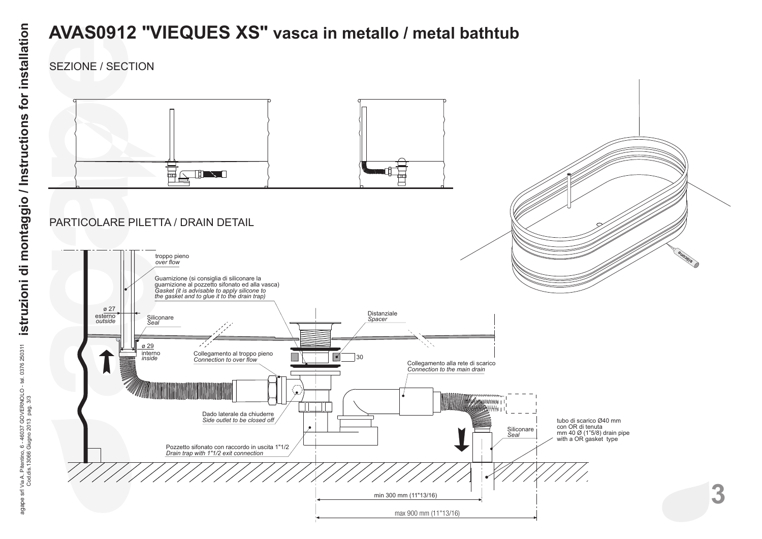# AVAS0912 "VIEQUES XS" vasca in metallo / metal bathtub

## SEZIONE / SECTION

## PARTICOLARE PILETTA / DRAIN DETAIL

troppo pieno
*over flow*

Guarnizione (si consiglia di siliconare la guarnizione al pozzetto sifonato ed alla vasca)
*Gasket (it is advisable to apply silicone to the gasket and to glue it to the drain trap)*

ø 27
esterno
*outside*

Siliconare
*Seal*

ø 29
interno
*inside*

Distanziale
*Spacer*

30

Collegamento al troppo pieno
*Connection to over flow*

Collegamento alla rete di scarico
*Connection to the main drain*

Dado laterale da chiuderre
*Side outlet to be closed off*

Pozzetto sifonato con raccordo in uscita 1"1/2
*Drain trap with 1"1/2 exit connection*

Siliconare
*Seal*

tubo di scarico Ø40 mm con OR di tenuta
mm 40 Ø (1"5/8) drain pipe with a OR gasket type

min 300 mm (11"13/16)

max 900 mm (11"13/16)

silicone

istruzioni di montaggio / Instructions for installation

agape srl Via A. Pitentino, 6 - 46037 GOVERNOLO - tel. 0376 250311
Cod.dis.13066 Giugno 2013 pag. 3/3